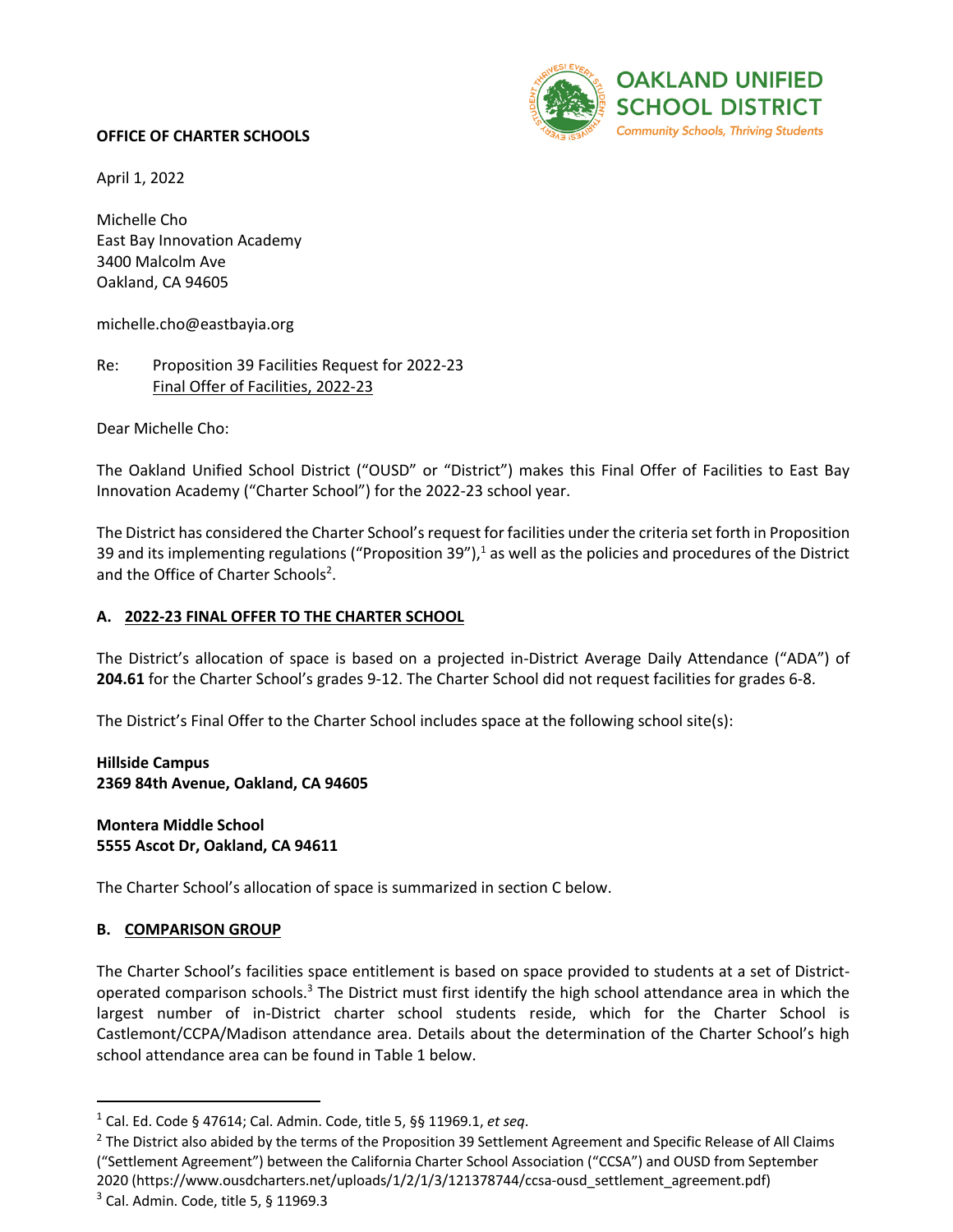**OAKLAND UNIFIED SCHOOL DISTRICT**
*Community Schools, Thriving Students*

**OFFICE OF CHARTER SCHOOLS**

April 1, 2022

Michelle Cho
East Bay Innovation Academy
3400 Malcolm Ave
Oakland, CA 94605

michelle.cho@eastbayia.org

Re: Proposition 39 Facilities Request for 2022-23
Final Offer of Facilities, 2022-23

Dear Michelle Cho:

The Oakland Unified School District ("OUSD" or "District") makes this Final Offer of Facilities to East Bay Innovation Academy ("Charter School") for the 2022-23 school year.

The District has considered the Charter School's request for facilities under the criteria set forth in Proposition 39 and its implementing regulations ("Proposition 39"),[1] as well as the policies and procedures of the District and the Office of Charter Schools[2].

## A. 2022-23 FINAL OFFER TO THE CHARTER SCHOOL

The District's allocation of space is based on a projected in-District Average Daily Attendance ("ADA") of **204.61** for the Charter School's grades 9-12. The Charter School did not request facilities for grades 6-8.

The District's Final Offer to the Charter School includes space at the following school site(s):

**Hillside Campus**
**2369 84th Avenue, Oakland, CA 94605**

**Montera Middle School**
**5555 Ascot Dr, Oakland, CA 94611**

The Charter School's allocation of space is summarized in section C below.

## B. COMPARISON GROUP

The Charter School's facilities space entitlement is based on space provided to students at a set of District-operated comparison schools.[3] The District must first identify the high school attendance area in which the largest number of in-District charter school students reside, which for the Charter School is Castlemont/CCPA/Madison attendance area. Details about the determination of the Charter School's high school attendance area can be found in Table 1 below.

---

[1] Cal. Ed. Code § 47614; Cal. Admin. Code, title 5, §§ 11969.1, *et seq*.

[2] The District also abided by the terms of the Proposition 39 Settlement Agreement and Specific Release of All Claims ("Settlement Agreement") between the California Charter School Association ("CCSA") and OUSD from September 2020 (https://www.ousdcharters.net/uploads/1/2/1/3/121378744/ccsa-ousd_settlement_agreement.pdf)

[3] Cal. Admin. Code, title 5, § 11969.3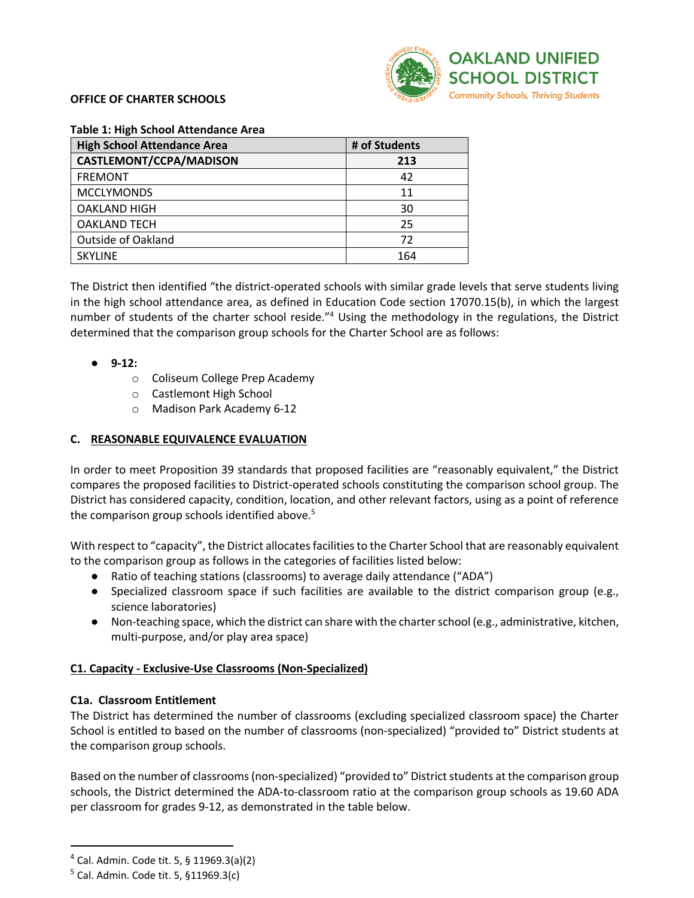**OFFICE OF CHARTER SCHOOLS**

**Table 1: High School Attendance Area**

| High School Attendance Area | # of Students |
|---|---|
| **CASTLEMONT/CCPA/MADISON** | **213** |
| FREMONT | 42 |
| MCCLYMONDS | 11 |
| OAKLAND HIGH | 30 |
| OAKLAND TECH | 25 |
| Outside of Oakland | 72 |
| SKYLINE | 164 |

The District then identified "the district-operated schools with similar grade levels that serve students living in the high school attendance area, as defined in Education Code section 17070.15(b), in which the largest number of students of the charter school reside."[4] Using the methodology in the regulations, the District determined that the comparison group schools for the Charter School are as follows:

- **9-12:**
  - Coliseum College Prep Academy
  - Castlemont High School
  - Madison Park Academy 6-12

### C. REASONABLE EQUIVALENCE EVALUATION

In order to meet Proposition 39 standards that proposed facilities are "reasonably equivalent," the District compares the proposed facilities to District-operated schools constituting the comparison school group. The District has considered capacity, condition, location, and other relevant factors, using as a point of reference the comparison group schools identified above.[5]

With respect to "capacity", the District allocates facilities to the Charter School that are reasonably equivalent to the comparison group as follows in the categories of facilities listed below:

- Ratio of teaching stations (classrooms) to average daily attendance ("ADA")
- Specialized classroom space if such facilities are available to the district comparison group (e.g., science laboratories)
- Non-teaching space, which the district can share with the charter school (e.g., administrative, kitchen, multi-purpose, and/or play area space)

#### C1. Capacity - Exclusive-Use Classrooms (Non-Specialized)

**C1a. Classroom Entitlement**

The District has determined the number of classrooms (excluding specialized classroom space) the Charter School is entitled to based on the number of classrooms (non-specialized) "provided to" District students at the comparison group schools.

Based on the number of classrooms (non-specialized) "provided to" District students at the comparison group schools, the District determined the ADA-to-classroom ratio at the comparison group schools as 19.60 ADA per classroom for grades 9-12, as demonstrated in the table below.

[4] Cal. Admin. Code tit. 5, § 11969.3(a)(2)

[5] Cal. Admin. Code tit. 5, §11969.3(c)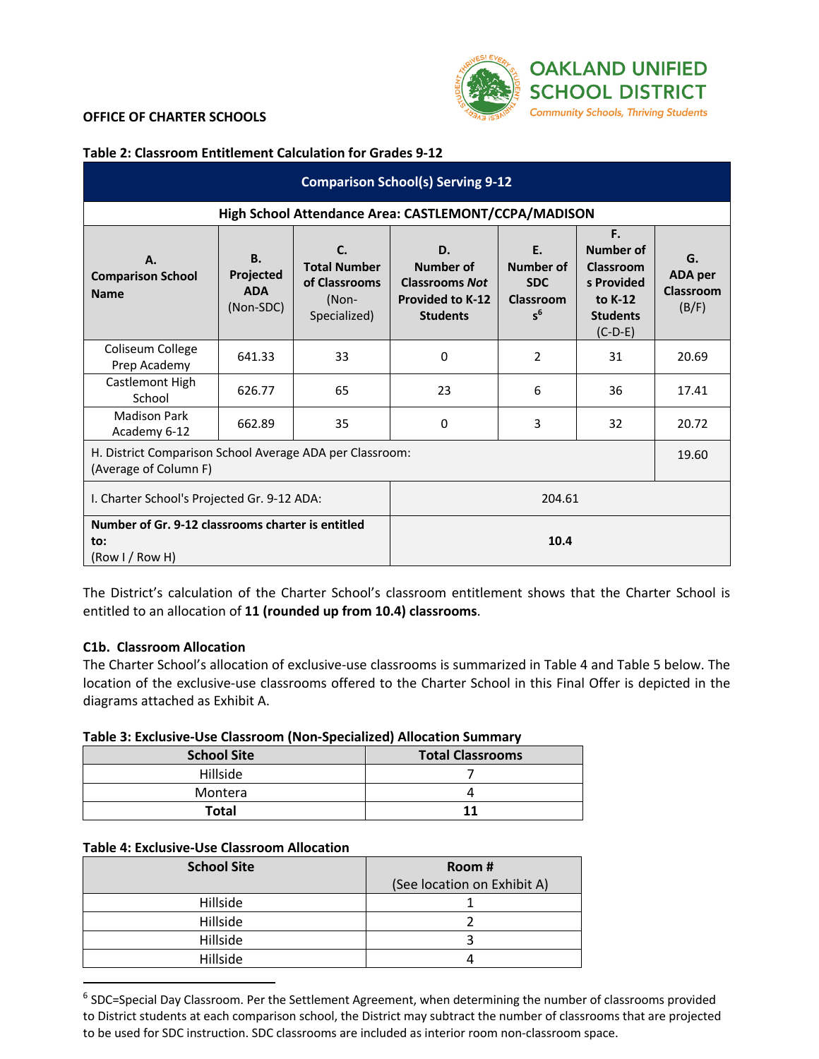**OFFICE OF CHARTER SCHOOLS**

**Table 2: Classroom Entitlement Calculation for Grades 9-12**

| Comparison School(s) Serving 9-12 | | | | | | |
|---|---|---|---|---|---|---|
| **High School Attendance Area: CASTLEMONT/CCPA/MADISON** | | | | | | |
| **A. Comparison School Name** | **B. Projected ADA** (Non-SDC) | **C. Total Number of Classrooms** (Non-Specialized) | **D. Number of Classrooms *Not* Provided to K-12 Students** | **E. Number of SDC Classrooms**[6] | **F. Number of Classrooms Provided to K-12 Students** (C-D-E) | **G. ADA per Classroom** (B/F) |
| Coliseum College Prep Academy | 641.33 | 33 | 0 | 2 | 31 | 20.69 |
| Castlemont High School | 626.77 | 65 | 23 | 6 | 36 | 17.41 |
| Madison Park Academy 6-12 | 662.89 | 35 | 0 | 3 | 32 | 20.72 |
| H. District Comparison School Average ADA per Classroom: (Average of Column F) | | | | | | 19.60 |
| I. Charter School's Projected Gr. 9-12 ADA: | | | 204.61 | | | |
| **Number of Gr. 9-12 classrooms charter is entitled to:** (Row I / Row H) | | | **10.4** | | | |

The District's calculation of the Charter School's classroom entitlement shows that the Charter School is entitled to an allocation of **11 (rounded up from 10.4) classrooms**.

**C1b. Classroom Allocation**

The Charter School's allocation of exclusive-use classrooms is summarized in Table 4 and Table 5 below. The location of the exclusive-use classrooms offered to the Charter School in this Final Offer is depicted in the diagrams attached as Exhibit A.

**Table 3: Exclusive-Use Classroom (Non-Specialized) Allocation Summary**

| School Site | Total Classrooms |
|---|---|
| Hillside | 7 |
| Montera | 4 |
| **Total** | **11** |

**Table 4: Exclusive-Use Classroom Allocation**

| School Site | Room # (See location on Exhibit A) |
|---|---|
| Hillside | 1 |
| Hillside | 2 |
| Hillside | 3 |
| Hillside | 4 |

[6] SDC=Special Day Classroom. Per the Settlement Agreement, when determining the number of classrooms provided to District students at each comparison school, the District may subtract the number of classrooms that are projected to be used for SDC instruction. SDC classrooms are included as interior room non-classroom space.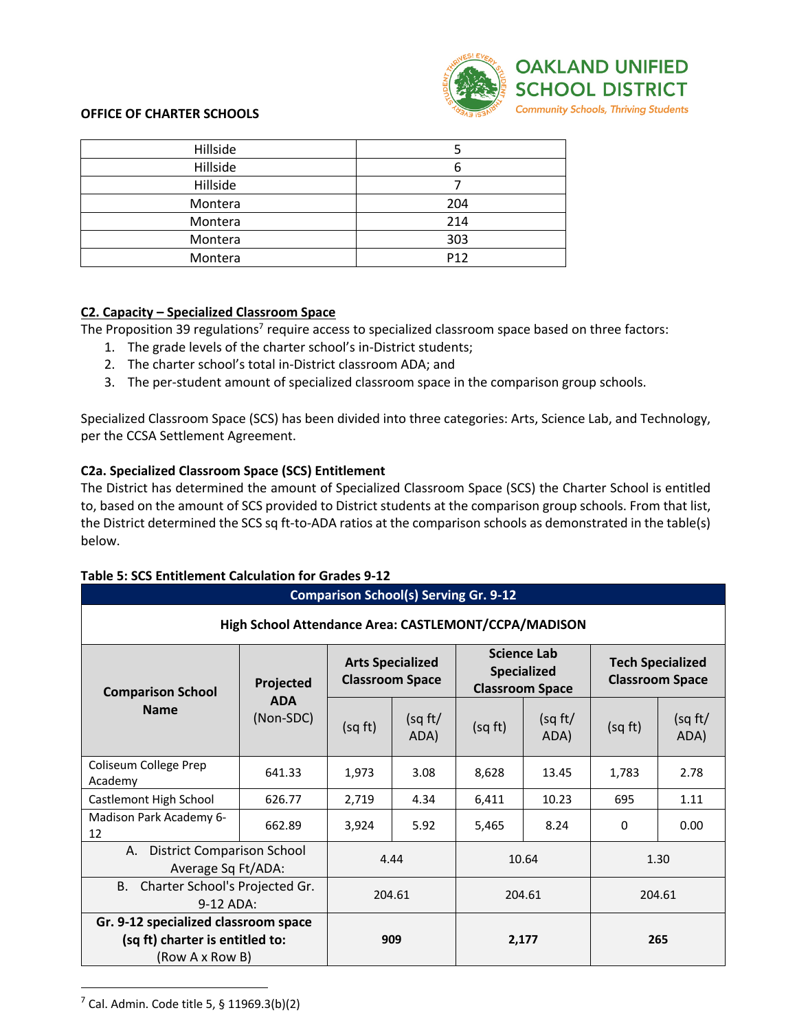**OFFICE OF CHARTER SCHOOLS**

| Hillside | 5 |
|---|---|
| Hillside | 6 |
| Hillside | 7 |
| Montera | 204 |
| Montera | 214 |
| Montera | 303 |
| Montera | P12 |

### C2. Capacity – Specialized Classroom Space

The Proposition 39 regulations[7] require access to specialized classroom space based on three factors:

1. The grade levels of the charter school's in-District students;
2. The charter school's total in-District classroom ADA; and
3. The per-student amount of specialized classroom space in the comparison group schools.

Specialized Classroom Space (SCS) has been divided into three categories: Arts, Science Lab, and Technology, per the CCSA Settlement Agreement.

#### C2a. Specialized Classroom Space (SCS) Entitlement

The District has determined the amount of Specialized Classroom Space (SCS) the Charter School is entitled to, based on the amount of SCS provided to District students at the comparison group schools. From that list, the District determined the SCS sq ft-to-ADA ratios at the comparison schools as demonstrated in the table(s) below.

**Table 5: SCS Entitlement Calculation for Grades 9-12**

| Comparison School(s) Serving Gr. 9-12 | | | | | | | |
|---|---|---|---|---|---|---|---|
| **High School Attendance Area: CASTLEMONT/CCPA/MADISON** | | | | | | | |
| **Comparison School Name** | **Projected ADA** (Non-SDC) | **Arts Specialized Classroom Space** | | **Science Lab Specialized Classroom Space** | | **Tech Specialized Classroom Space** | |
| | | (sq ft) | (sq ft/ ADA) | (sq ft) | (sq ft/ ADA) | (sq ft) | (sq ft/ ADA) |
| Coliseum College Prep Academy | 641.33 | 1,973 | 3.08 | 8,628 | 13.45 | 1,783 | 2.78 |
| Castlemont High School | 626.77 | 2,719 | 4.34 | 6,411 | 10.23 | 695 | 1.11 |
| Madison Park Academy 6-12 | 662.89 | 3,924 | 5.92 | 5,465 | 8.24 | 0 | 0.00 |
| A. District Comparison School Average Sq Ft/ADA: | | 4.44 | | 10.64 | | 1.30 | |
| B. Charter School's Projected Gr. 9-12 ADA: | | 204.61 | | 204.61 | | 204.61 | |
| **Gr. 9-12 specialized classroom space (sq ft) charter is entitled to:** (Row A x Row B) | | **909** | | **2,177** | | **265** | |

[7] Cal. Admin. Code title 5, § 11969.3(b)(2)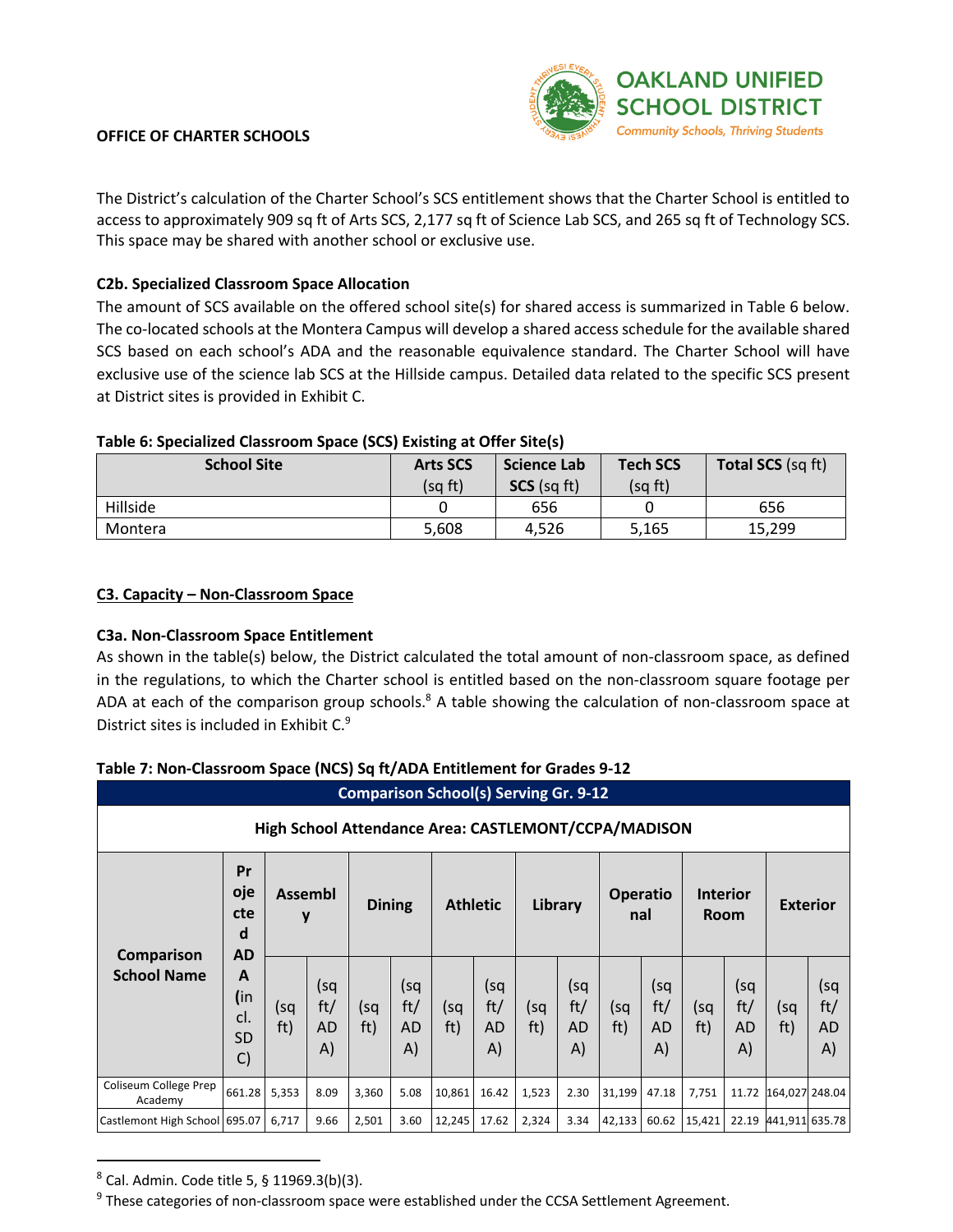**OFFICE OF CHARTER SCHOOLS**

The District's calculation of the Charter School's SCS entitlement shows that the Charter School is entitled to access to approximately 909 sq ft of Arts SCS, 2,177 sq ft of Science Lab SCS, and 265 sq ft of Technology SCS. This space may be shared with another school or exclusive use.

### C2b. Specialized Classroom Space Allocation

The amount of SCS available on the offered school site(s) for shared access is summarized in Table 6 below. The co-located schools at the Montera Campus will develop a shared access schedule for the available shared SCS based on each school's ADA and the reasonable equivalence standard. The Charter School will have exclusive use of the science lab SCS at the Hillside campus. Detailed data related to the specific SCS present at District sites is provided in Exhibit C.

**Table 6: Specialized Classroom Space (SCS) Existing at Offer Site(s)**

| School Site | Arts SCS (sq ft) | Science Lab SCS (sq ft) | Tech SCS (sq ft) | Total SCS (sq ft) |
|---|---|---|---|---|
| Hillside | 0 | 656 | 0 | 656 |
| Montera | 5,608 | 4,526 | 5,165 | 15,299 |

## C3. Capacity – Non-Classroom Space

### C3a. Non-Classroom Space Entitlement

As shown in the table(s) below, the District calculated the total amount of non-classroom space, as defined in the regulations, to which the Charter school is entitled based on the non-classroom square footage per ADA at each of the comparison group schools.[8] A table showing the calculation of non-classroom space at District sites is included in Exhibit C.[9]

**Table 7: Non-Classroom Space (NCS) Sq ft/ADA Entitlement for Grades 9-12**

**Comparison School(s) Serving Gr. 9-12**

**High School Attendance Area: CASTLEMONT/CCPA/MADISON**

| Comparison School Name | Projected ADA (incl. SDC) | Assembly | | Dining | | Athletic | | Library | | Operational | | Interior Room | | Exterior | |
|---|---|---|---|---|---|---|---|---|---|---|---|---|---|---|---|
| | | (sq ft) | (sq ft/ ADA) | (sq ft) | (sq ft/ ADA) | (sq ft) | (sq ft/ ADA) | (sq ft) | (sq ft/ ADA) | (sq ft) | (sq ft/ ADA) | (sq ft) | (sq ft/ ADA) | (sq ft) | (sq ft/ ADA) |
| Coliseum College Prep Academy | 661.28 | 5,353 | 8.09 | 3,360 | 5.08 | 10,861 | 16.42 | 1,523 | 2.30 | 31,199 | 47.18 | 7,751 | 11.72 | 164,027 | 248.04 |
| Castlemont High School | 695.07 | 6,717 | 9.66 | 2,501 | 3.60 | 12,245 | 17.62 | 2,324 | 3.34 | 42,133 | 60.62 | 15,421 | 22.19 | 441,911 | 635.78 |

[8] Cal. Admin. Code title 5, § 11969.3(b)(3).

[9] These categories of non-classroom space were established under the CCSA Settlement Agreement.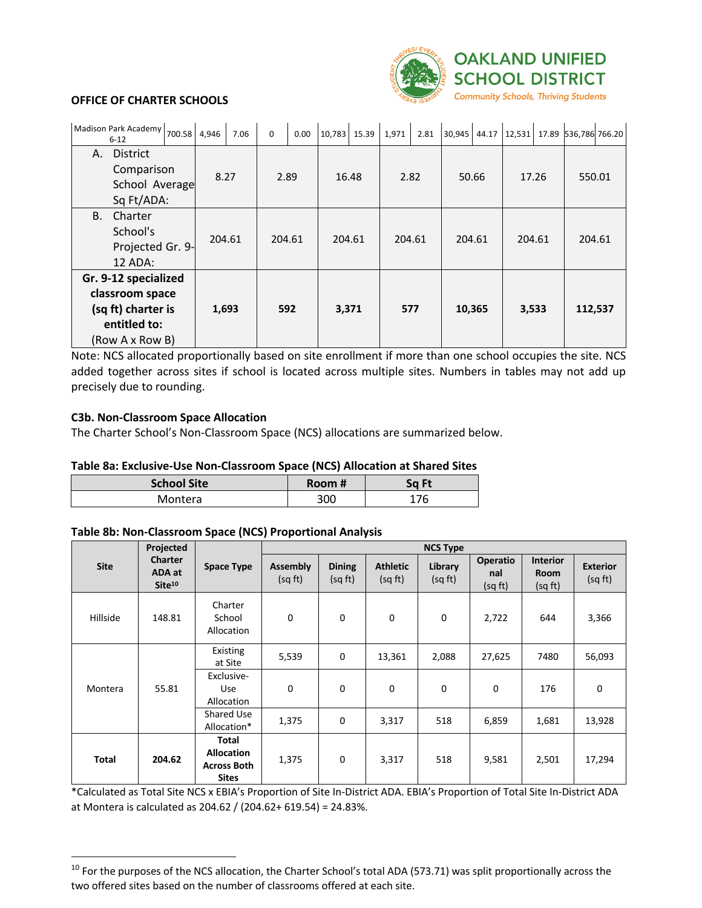**OFFICE OF CHARTER SCHOOLS**

| | | | | | | | | | | | | | | |
|---|---|---|---|---|---|---|---|---|---|---|---|---|---|---|
| Madison Park Academy 6-12 | 700.58 | 4,946 | 7.06 | 0 | 0.00 | 10,783 | 15.39 | 1,971 | 2.81 | 30,945 | 44.17 | 12,531 | 17.89 | 536,786 | 766.20 |
| A. District Comparison School Average Sq Ft/ADA: | | 8.27 | | 2.89 | | 16.48 | | 2.82 | | 50.66 | | 17.26 | | 550.01 | |
| B. Charter School's Projected Gr. 9-12 ADA: | | 204.61 | | 204.61 | | 204.61 | | 204.61 | | 204.61 | | 204.61 | | 204.61 | |
| **Gr. 9-12 specialized classroom space (sq ft) charter is entitled to:** (Row A x Row B) | | **1,693** | | **592** | | **3,371** | | **577** | | **10,365** | | **3,533** | | **112,537** | |

Note: NCS allocated proportionally based on site enrollment if more than one school occupies the site. NCS added together across sites if school is located across multiple sites. Numbers in tables may not add up precisely due to rounding.

**C3b. Non-Classroom Space Allocation**

The Charter School's Non-Classroom Space (NCS) allocations are summarized below.

**Table 8a: Exclusive-Use Non-Classroom Space (NCS) Allocation at Shared Sites**

| School Site | Room # | Sq Ft |
|---|---|---|
| Montera | 300 | 176 |

**Table 8b: Non-Classroom Space (NCS) Proportional Analysis**

| Site | Projected Charter ADA at Site[10] | Space Type | NCS Type | | | | | | |
|---|---|---|---|---|---|---|---|---|---|
| | | | Assembly (sq ft) | Dining (sq ft) | Athletic (sq ft) | Library (sq ft) | Operational (sq ft) | Interior Room (sq ft) | Exterior (sq ft) |
| Hillside | 148.81 | Charter School Allocation | 0 | 0 | 0 | 0 | 2,722 | 644 | 3,366 |
| Montera | 55.81 | Existing at Site | 5,539 | 0 | 13,361 | 2,088 | 27,625 | 7480 | 56,093 |
| | | Exclusive-Use Allocation | 0 | 0 | 0 | 0 | 0 | 176 | 0 |
| | | Shared Use Allocation* | 1,375 | 0 | 3,317 | 518 | 6,859 | 1,681 | 13,928 |
| **Total** | **204.62** | **Total Allocation Across Both Sites** | 1,375 | 0 | 3,317 | 518 | 9,581 | 2,501 | 17,294 |

*Calculated as Total Site NCS x EBIA's Proportion of Site In-District ADA. EBIA's Proportion of Total Site In-District ADA at Montera is calculated as 204.62 / (204.62+ 619.54) = 24.83%.

[10] For the purposes of the NCS allocation, the Charter School's total ADA (573.71) was split proportionally across the two offered sites based on the number of classrooms offered at each site.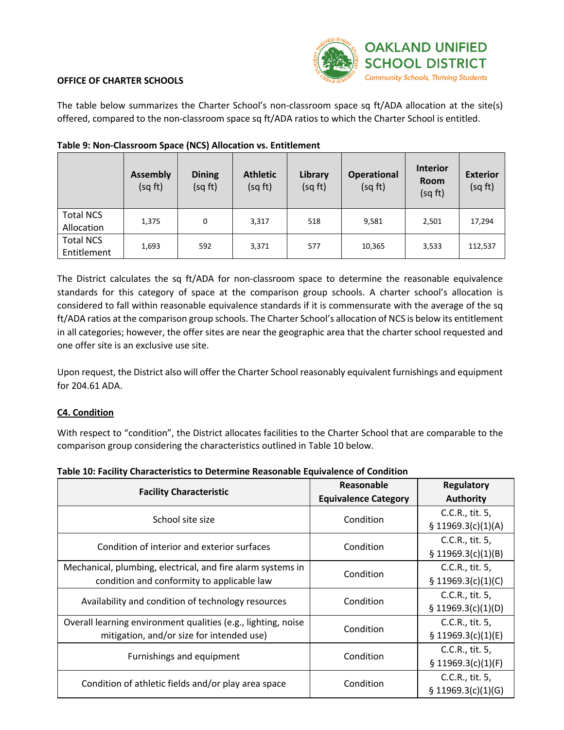**OFFICE OF CHARTER SCHOOLS**

The table below summarizes the Charter School's non-classroom space sq ft/ADA allocation at the site(s) offered, compared to the non-classroom space sq ft/ADA ratios to which the Charter School is entitled.

**Table 9: Non-Classroom Space (NCS) Allocation vs. Entitlement**

| | **Assembly** (sq ft) | **Dining** (sq ft) | **Athletic** (sq ft) | **Library** (sq ft) | **Operational** (sq ft) | **Interior Room** (sq ft) | **Exterior** (sq ft) |
|---|---|---|---|---|---|---|---|
| Total NCS Allocation | 1,375 | 0 | 3,317 | 518 | 9,581 | 2,501 | 17,294 |
| Total NCS Entitlement | 1,693 | 592 | 3,371 | 577 | 10,365 | 3,533 | 112,537 |

The District calculates the sq ft/ADA for non-classroom space to determine the reasonable equivalence standards for this category of space at the comparison group schools. A charter school's allocation is considered to fall within reasonable equivalence standards if it is commensurate with the average of the sq ft/ADA ratios at the comparison group schools. The Charter School's allocation of NCS is below its entitlement in all categories; however, the offer sites are near the geographic area that the charter school requested and one offer site is an exclusive use site.

Upon request, the District also will offer the Charter School reasonably equivalent furnishings and equipment for 204.61 ADA.

**C4. Condition**

With respect to "condition", the District allocates facilities to the Charter School that are comparable to the comparison group considering the characteristics outlined in Table 10 below.

**Table 10: Facility Characteristics to Determine Reasonable Equivalence of Condition**

| **Facility Characteristic** | **Reasonable Equivalence Category** | **Regulatory Authority** |
|---|---|---|
| School site size | Condition | C.C.R., tit. 5, § 11969.3(c)(1)(A) |
| Condition of interior and exterior surfaces | Condition | C.C.R., tit. 5, § 11969.3(c)(1)(B) |
| Mechanical, plumbing, electrical, and fire alarm systems in condition and conformity to applicable law | Condition | C.C.R., tit. 5, § 11969.3(c)(1)(C) |
| Availability and condition of technology resources | Condition | C.C.R., tit. 5, § 11969.3(c)(1)(D) |
| Overall learning environment qualities (e.g., lighting, noise mitigation, and/or size for intended use) | Condition | C.C.R., tit. 5, § 11969.3(c)(1)(E) |
| Furnishings and equipment | Condition | C.C.R., tit. 5, § 11969.3(c)(1)(F) |
| Condition of athletic fields and/or play area space | Condition | C.C.R., tit. 5, § 11969.3(c)(1)(G) |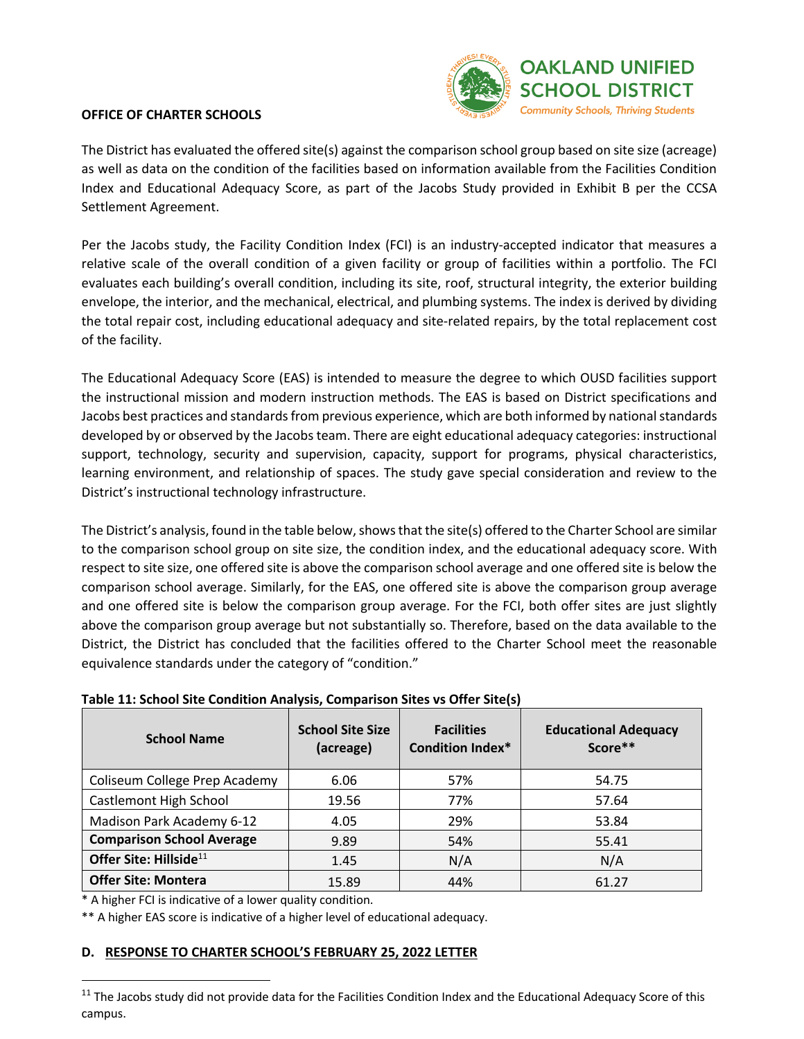**OFFICE OF CHARTER SCHOOLS**

The District has evaluated the offered site(s) against the comparison school group based on site size (acreage) as well as data on the condition of the facilities based on information available from the Facilities Condition Index and Educational Adequacy Score, as part of the Jacobs Study provided in Exhibit B per the CCSA Settlement Agreement.

Per the Jacobs study, the Facility Condition Index (FCI) is an industry-accepted indicator that measures a relative scale of the overall condition of a given facility or group of facilities within a portfolio. The FCI evaluates each building's overall condition, including its site, roof, structural integrity, the exterior building envelope, the interior, and the mechanical, electrical, and plumbing systems. The index is derived by dividing the total repair cost, including educational adequacy and site-related repairs, by the total replacement cost of the facility.

The Educational Adequacy Score (EAS) is intended to measure the degree to which OUSD facilities support the instructional mission and modern instruction methods. The EAS is based on District specifications and Jacobs best practices and standards from previous experience, which are both informed by national standards developed by or observed by the Jacobs team. There are eight educational adequacy categories: instructional support, technology, security and supervision, capacity, support for programs, physical characteristics, learning environment, and relationship of spaces. The study gave special consideration and review to the District's instructional technology infrastructure.

The District's analysis, found in the table below, shows that the site(s) offered to the Charter School are similar to the comparison school group on site size, the condition index, and the educational adequacy score. With respect to site size, one offered site is above the comparison school average and one offered site is below the comparison school average. Similarly, for the EAS, one offered site is above the comparison group average and one offered site is below the comparison group average. For the FCI, both offer sites are just slightly above the comparison group average but not substantially so. Therefore, based on the data available to the District, the District has concluded that the facilities offered to the Charter School meet the reasonable equivalence standards under the category of "condition."

**Table 11: School Site Condition Analysis, Comparison Sites vs Offer Site(s)**

| School Name | School Site Size (acreage) | Facilities Condition Index* | Educational Adequacy Score** |
|---|---|---|---|
| Coliseum College Prep Academy | 6.06 | 57% | 54.75 |
| Castlemont High School | 19.56 | 77% | 57.64 |
| Madison Park Academy 6-12 | 4.05 | 29% | 53.84 |
| **Comparison School Average** | 9.89 | 54% | 55.41 |
| **Offer Site: Hillside**[11] | 1.45 | N/A | N/A |
| **Offer Site: Montera** | 15.89 | 44% | 61.27 |

* A higher FCI is indicative of a lower quality condition.

** A higher EAS score is indicative of a higher level of educational adequacy.

## D. RESPONSE TO CHARTER SCHOOL'S FEBRUARY 25, 2022 LETTER

[11] The Jacobs study did not provide data for the Facilities Condition Index and the Educational Adequacy Score of this campus.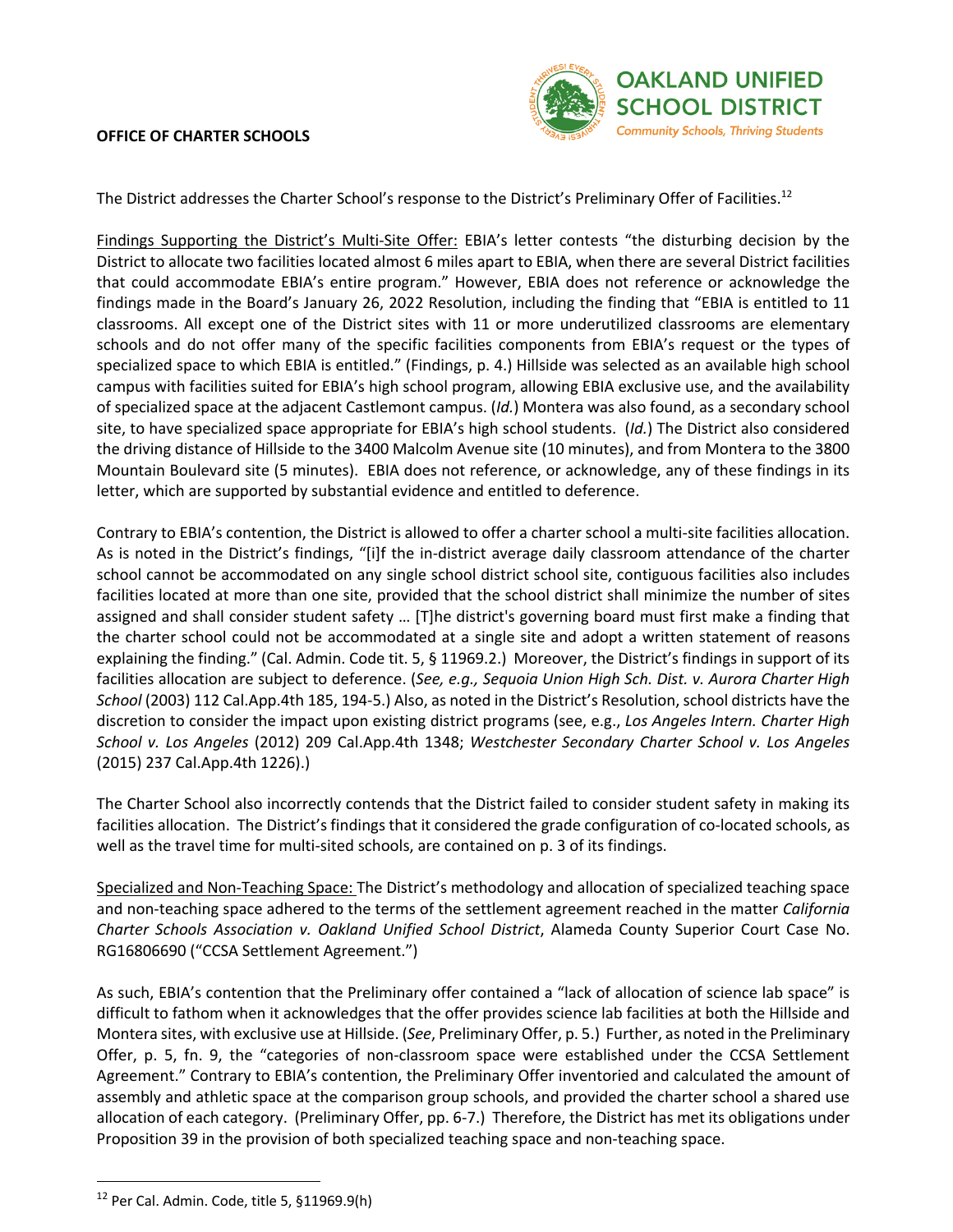**OFFICE OF CHARTER SCHOOLS**

The District addresses the Charter School's response to the District's Preliminary Offer of Facilities.[12]

Findings Supporting the District's Multi-Site Offer: EBIA's letter contests "the disturbing decision by the District to allocate two facilities located almost 6 miles apart to EBIA, when there are several District facilities that could accommodate EBIA's entire program." However, EBIA does not reference or acknowledge the findings made in the Board's January 26, 2022 Resolution, including the finding that "EBIA is entitled to 11 classrooms. All except one of the District sites with 11 or more underutilized classrooms are elementary schools and do not offer many of the specific facilities components from EBIA's request or the types of specialized space to which EBIA is entitled." (Findings, p. 4.) Hillside was selected as an available high school campus with facilities suited for EBIA's high school program, allowing EBIA exclusive use, and the availability of specialized space at the adjacent Castlemont campus. (*Id.*) Montera was also found, as a secondary school site, to have specialized space appropriate for EBIA's high school students. (*Id.*) The District also considered the driving distance of Hillside to the 3400 Malcolm Avenue site (10 minutes), and from Montera to the 3800 Mountain Boulevard site (5 minutes). EBIA does not reference, or acknowledge, any of these findings in its letter, which are supported by substantial evidence and entitled to deference.

Contrary to EBIA's contention, the District is allowed to offer a charter school a multi-site facilities allocation. As is noted in the District's findings, "[i]f the in-district average daily classroom attendance of the charter school cannot be accommodated on any single school district school site, contiguous facilities also includes facilities located at more than one site, provided that the school district shall minimize the number of sites assigned and shall consider student safety … [T]he district's governing board must first make a finding that the charter school could not be accommodated at a single site and adopt a written statement of reasons explaining the finding." (Cal. Admin. Code tit. 5, § 11969.2.) Moreover, the District's findings in support of its facilities allocation are subject to deference. (*See, e.g., Sequoia Union High Sch. Dist. v. Aurora Charter High School* (2003) 112 Cal.App.4th 185, 194-5.) Also, as noted in the District's Resolution, school districts have the discretion to consider the impact upon existing district programs (see, e.g., *Los Angeles Intern. Charter High School v. Los Angeles* (2012) 209 Cal.App.4th 1348; *Westchester Secondary Charter School v. Los Angeles* (2015) 237 Cal.App.4th 1226).)

The Charter School also incorrectly contends that the District failed to consider student safety in making its facilities allocation. The District's findings that it considered the grade configuration of co-located schools, as well as the travel time for multi-sited schools, are contained on p. 3 of its findings.

Specialized and Non-Teaching Space: The District's methodology and allocation of specialized teaching space and non-teaching space adhered to the terms of the settlement agreement reached in the matter *California Charter Schools Association v. Oakland Unified School District*, Alameda County Superior Court Case No. RG16806690 ("CCSA Settlement Agreement.")

As such, EBIA's contention that the Preliminary offer contained a "lack of allocation of science lab space" is difficult to fathom when it acknowledges that the offer provides science lab facilities at both the Hillside and Montera sites, with exclusive use at Hillside. (*See*, Preliminary Offer, p. 5.) Further, as noted in the Preliminary Offer, p. 5, fn. 9, the "categories of non-classroom space were established under the CCSA Settlement Agreement." Contrary to EBIA's contention, the Preliminary Offer inventoried and calculated the amount of assembly and athletic space at the comparison group schools, and provided the charter school a shared use allocation of each category. (Preliminary Offer, pp. 6-7.) Therefore, the District has met its obligations under Proposition 39 in the provision of both specialized teaching space and non-teaching space.

---

[12] Per Cal. Admin. Code, title 5, §11969.9(h)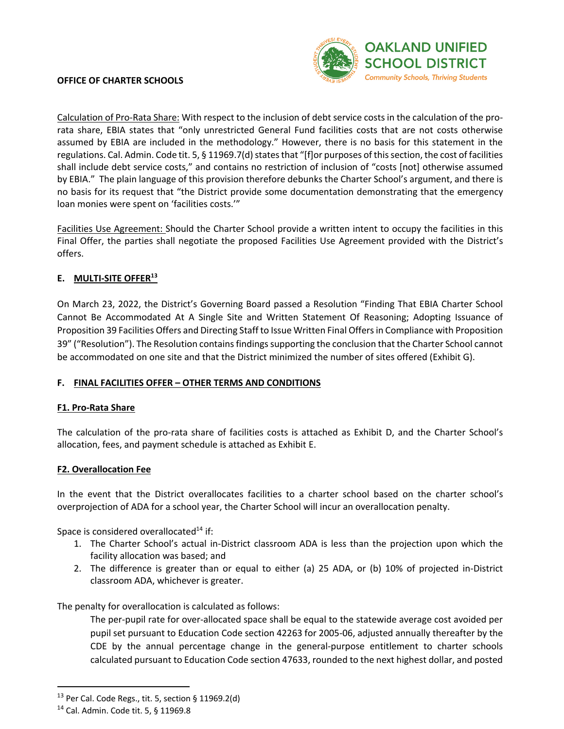Calculation of Pro-Rata Share: With respect to the inclusion of debt service costs in the calculation of the pro-rata share, EBIA states that "only unrestricted General Fund facilities costs that are not costs otherwise assumed by EBIA are included in the methodology." However, there is no basis for this statement in the regulations. Cal. Admin. Code tit. 5, § 11969.7(d) states that "[f]or purposes of this section, the cost of facilities shall include debt service costs," and contains no restriction of inclusion of "costs [not] otherwise assumed by EBIA." The plain language of this provision therefore debunks the Charter School's argument, and there is no basis for its request that "the District provide some documentation demonstrating that the emergency loan monies were spent on 'facilities costs.'"

Facilities Use Agreement: Should the Charter School provide a written intent to occupy the facilities in this Final Offer, the parties shall negotiate the proposed Facilities Use Agreement provided with the District's offers.

## E. MULTI-SITE OFFER[13]

On March 23, 2022, the District's Governing Board passed a Resolution "Finding That EBIA Charter School Cannot Be Accommodated At A Single Site and Written Statement Of Reasoning; Adopting Issuance of Proposition 39 Facilities Offers and Directing Staff to Issue Written Final Offers in Compliance with Proposition 39" ("Resolution"). The Resolution contains findings supporting the conclusion that the Charter School cannot be accommodated on one site and that the District minimized the number of sites offered (Exhibit G).

## F. FINAL FACILITIES OFFER – OTHER TERMS AND CONDITIONS

### F1. Pro-Rata Share

The calculation of the pro-rata share of facilities costs is attached as Exhibit D, and the Charter School's allocation, fees, and payment schedule is attached as Exhibit E.

### F2. Overallocation Fee

In the event that the District overallocates facilities to a charter school based on the charter school's overprojection of ADA for a school year, the Charter School will incur an overallocation penalty.

Space is considered overallocated[14] if:

1. The Charter School's actual in-District classroom ADA is less than the projection upon which the facility allocation was based; and
2. The difference is greater than or equal to either (a) 25 ADA, or (b) 10% of projected in-District classroom ADA, whichever is greater.

The penalty for overallocation is calculated as follows:

> The per-pupil rate for over-allocated space shall be equal to the statewide average cost avoided per pupil set pursuant to Education Code section 42263 for 2005-06, adjusted annually thereafter by the CDE by the annual percentage change in the general-purpose entitlement to charter schools calculated pursuant to Education Code section 47633, rounded to the next highest dollar, and posted

---

[13] Per Cal. Code Regs., tit. 5, section § 11969.2(d)

[14] Cal. Admin. Code tit. 5, § 11969.8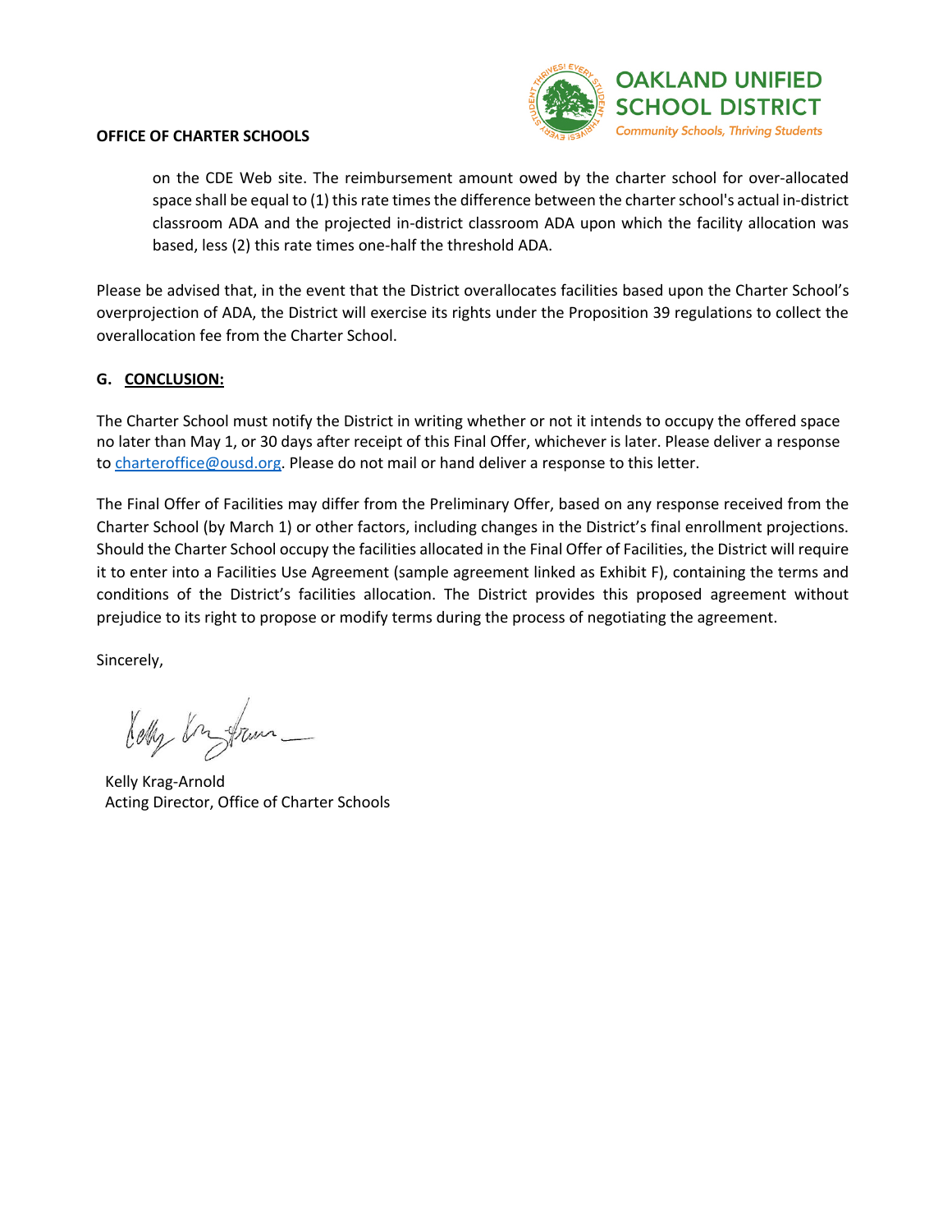on the CDE Web site. The reimbursement amount owed by the charter school for over-allocated space shall be equal to (1) this rate times the difference between the charter school's actual in-district classroom ADA and the projected in-district classroom ADA upon which the facility allocation was based, less (2) this rate times one-half the threshold ADA.

Please be advised that, in the event that the District overallocates facilities based upon the Charter School's overprojection of ADA, the District will exercise its rights under the Proposition 39 regulations to collect the overallocation fee from the Charter School.

**G. <u>CONCLUSION:</u>**

The Charter School must notify the District in writing whether or not it intends to occupy the offered space no later than May 1, or 30 days after receipt of this Final Offer, whichever is later. Please deliver a response to charteroffice@ousd.org. Please do not mail or hand deliver a response to this letter.

The Final Offer of Facilities may differ from the Preliminary Offer, based on any response received from the Charter School (by March 1) or other factors, including changes in the District's final enrollment projections. Should the Charter School occupy the facilities allocated in the Final Offer of Facilities, the District will require it to enter into a Facilities Use Agreement (sample agreement linked as Exhibit F), containing the terms and conditions of the District's facilities allocation. The District provides this proposed agreement without prejudice to its right to propose or modify terms during the process of negotiating the agreement.

Sincerely,

Kelly Krag-Arnold
Acting Director, Office of Charter Schools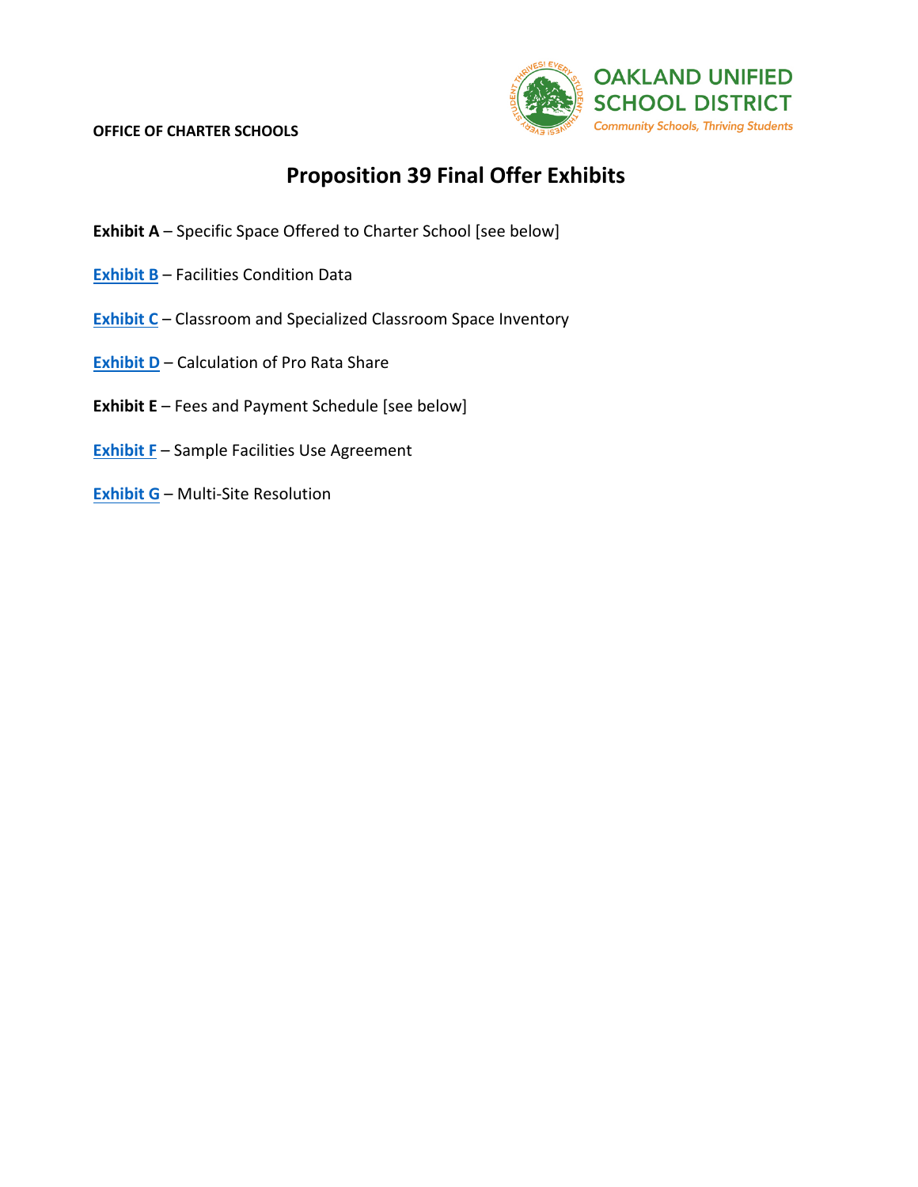OFFICE OF CHARTER SCHOOLS

# Proposition 39 Final Offer Exhibits

**Exhibit A** – Specific Space Offered to Charter School [see below]

**Exhibit B** – Facilities Condition Data

**Exhibit C** – Classroom and Specialized Classroom Space Inventory

**Exhibit D** – Calculation of Pro Rata Share

**Exhibit E** – Fees and Payment Schedule [see below]

**Exhibit F** – Sample Facilities Use Agreement

**Exhibit G** – Multi-Site Resolution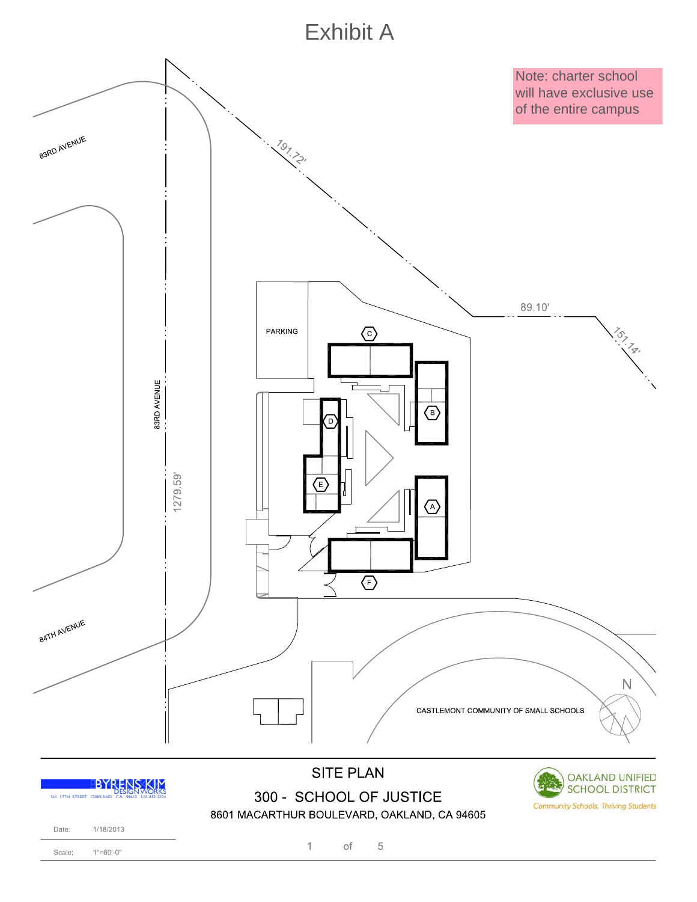# Exhibit A

Note: charter school will have exclusive use of the entire campus

83RD AVENUE

191.72'

89.10'

151.14'

PARKING

C

B

D

E

A

F

83RD AVENUE

1279.59'

84TH AVENUE

CASTLEMONT COMMUNITY OF SMALL SCHOOLS

N

BYRENS KIM DESIGN WORKS

## SITE PLAN

## 300 - SCHOOL OF JUSTICE

8601 MACARTHUR BOULEVARD, OAKLAND, CA 94605

OAKLAND UNIFIED SCHOOL DISTRICT

*Community Schools, Thriving Students*

Date: 1/18/2013

Scale: 1"=60'-0"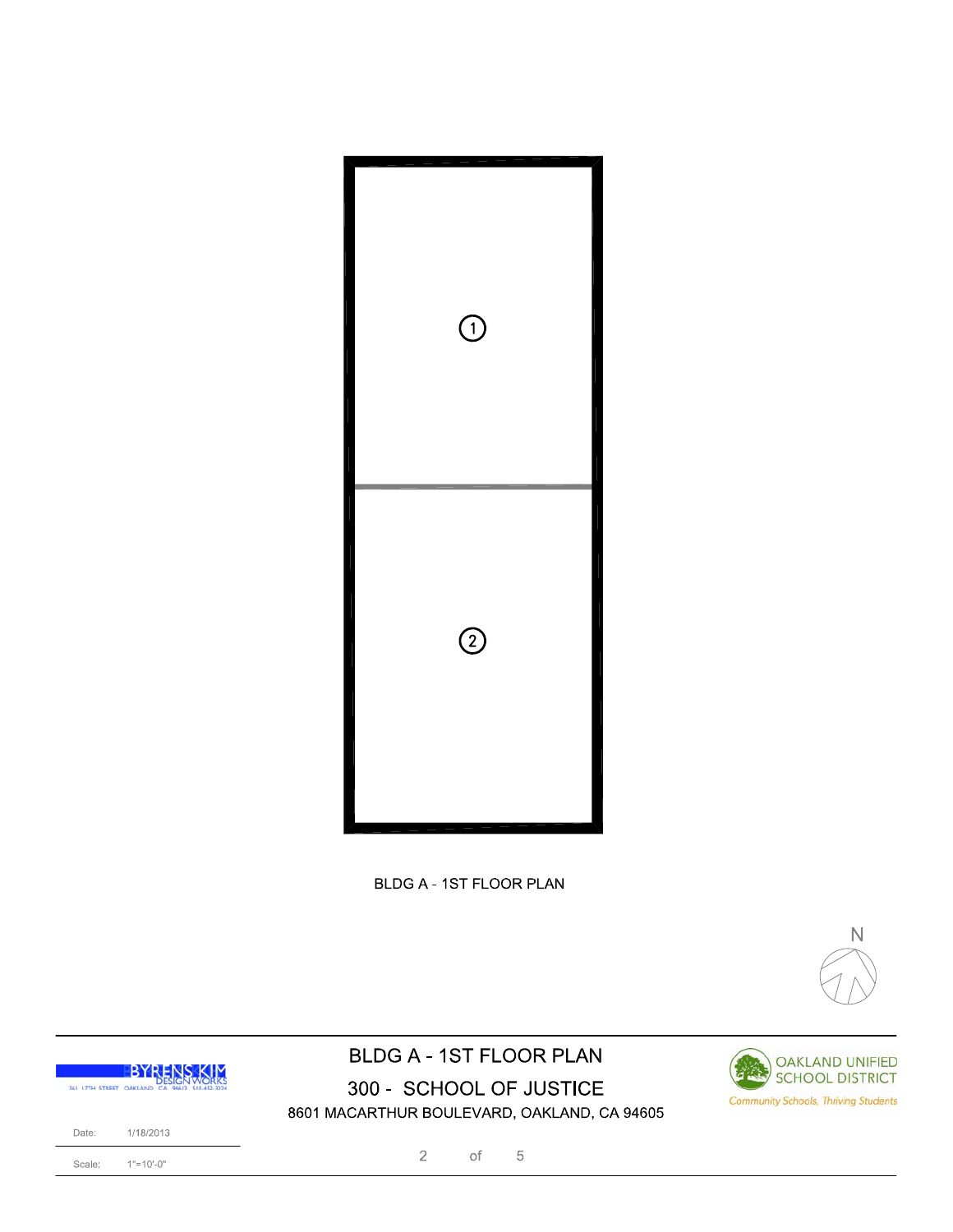1

2

BLDG A - 1ST FLOOR PLAN

N

BYRENS KIM DESIGN WORKS

361 17TH STREET OAKLAND CA 94612 510-452-3224

# BLDG A - 1ST FLOOR PLAN

## 300 - SCHOOL OF JUSTICE

8601 MACARTHUR BOULEVARD, OAKLAND, CA 94605

OAKLAND UNIFIED SCHOOL DISTRICT

*Community Schools, Thriving Students*

Date: 1/18/2013

Scale: 1"=10'-0"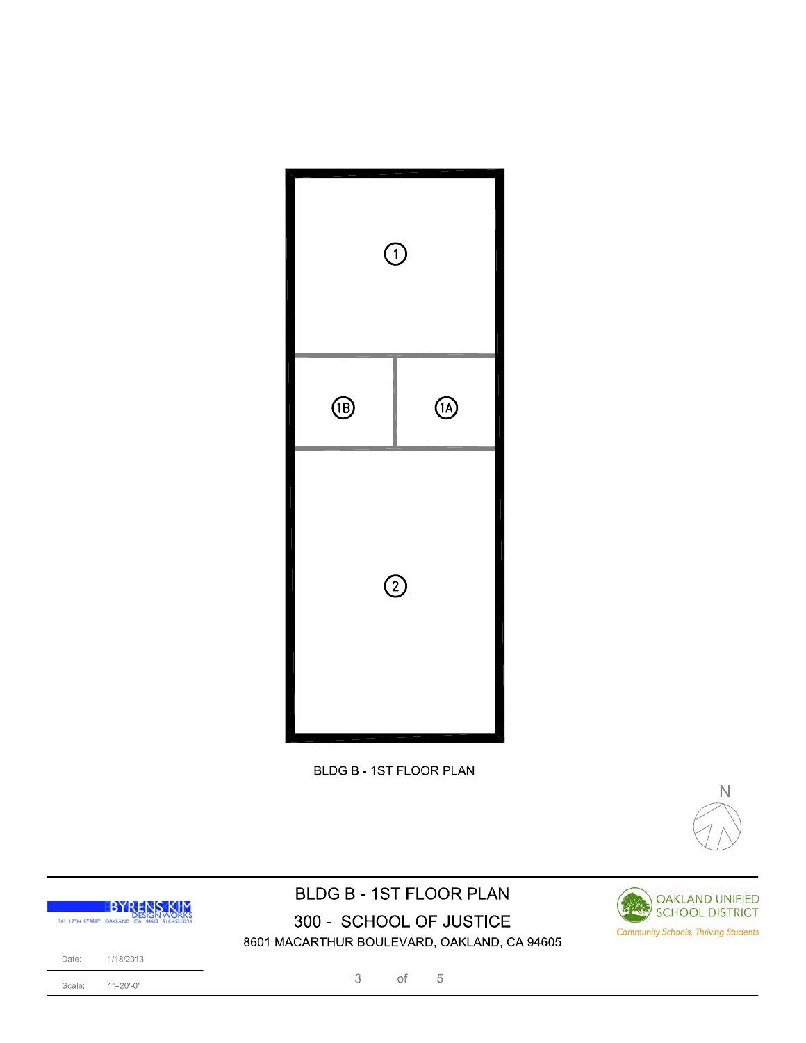1

1B

1A

2

BLDG B - 1ST FLOOR PLAN

N

BYRENS KIM DESIGN WORKS

Date: 1/18/2013

Scale: 1"=20'-0"

## BLDG B - 1ST FLOOR PLAN

## 300 - SCHOOL OF JUSTICE

8601 MACARTHUR BOULEVARD, OAKLAND, CA 94605

OAKLAND UNIFIED SCHOOL DISTRICT

*Community Schools, Thriving Students*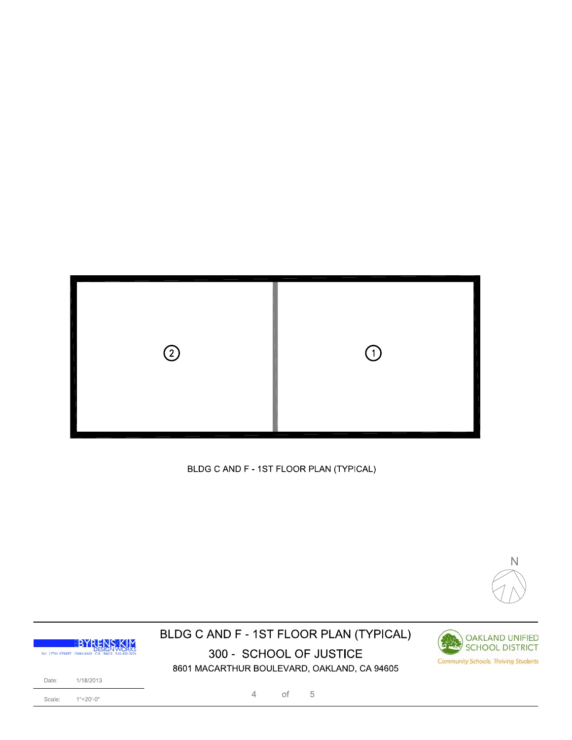2

1

BLDG C AND F - 1ST FLOOR PLAN (TYPICAL)

N

BYRENS KIM DESIGN WORKS

361 17TH STREET OAKLAND CA 94612 510-452-3224

# BLDG C AND F - 1ST FLOOR PLAN (TYPICAL)

## 300 - SCHOOL OF JUSTICE

8601 MACARTHUR BOULEVARD, OAKLAND, CA 94605

OAKLAND UNIFIED SCHOOL DISTRICT

*Community Schools, Thriving Students*

Date: 1/18/2013

Scale: 1"=20'-0"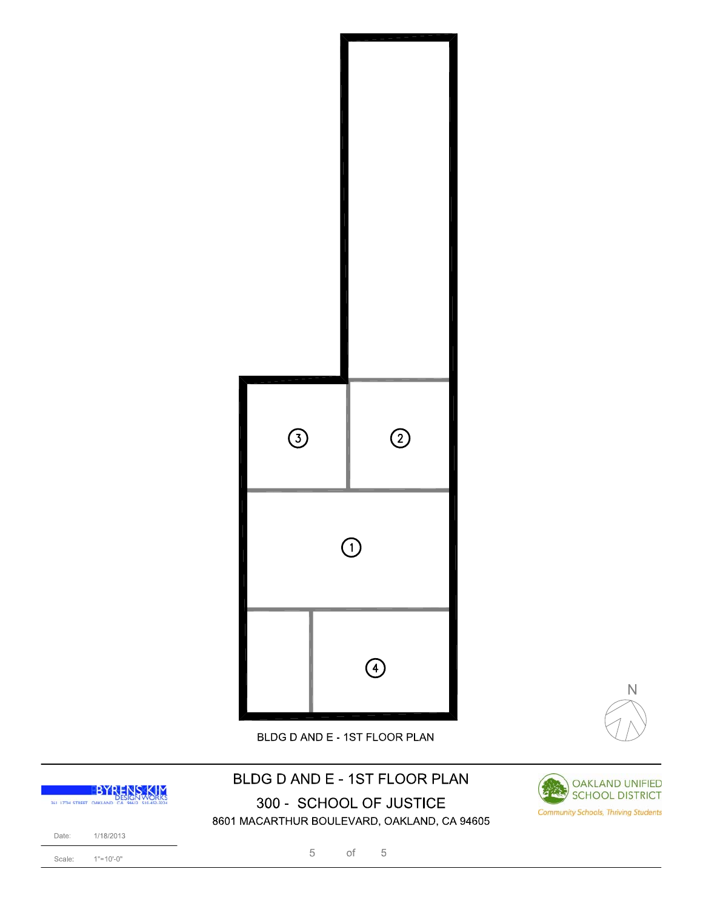3

2

1

4

N

BLDG D AND E - 1ST FLOOR PLAN

BYRENS KIM DESIGN WORKS

361 17TH STREET OAKLAND CA 94612 510.452.3224

# BLDG D AND E - 1ST FLOOR PLAN

## 300 - SCHOOL OF JUSTICE

8601 MACARTHUR BOULEVARD, OAKLAND, CA 94605

OAKLAND UNIFIED SCHOOL DISTRICT

Community Schools, Thriving Students

Date: 1/18/2013

Scale: 1"=10'-0"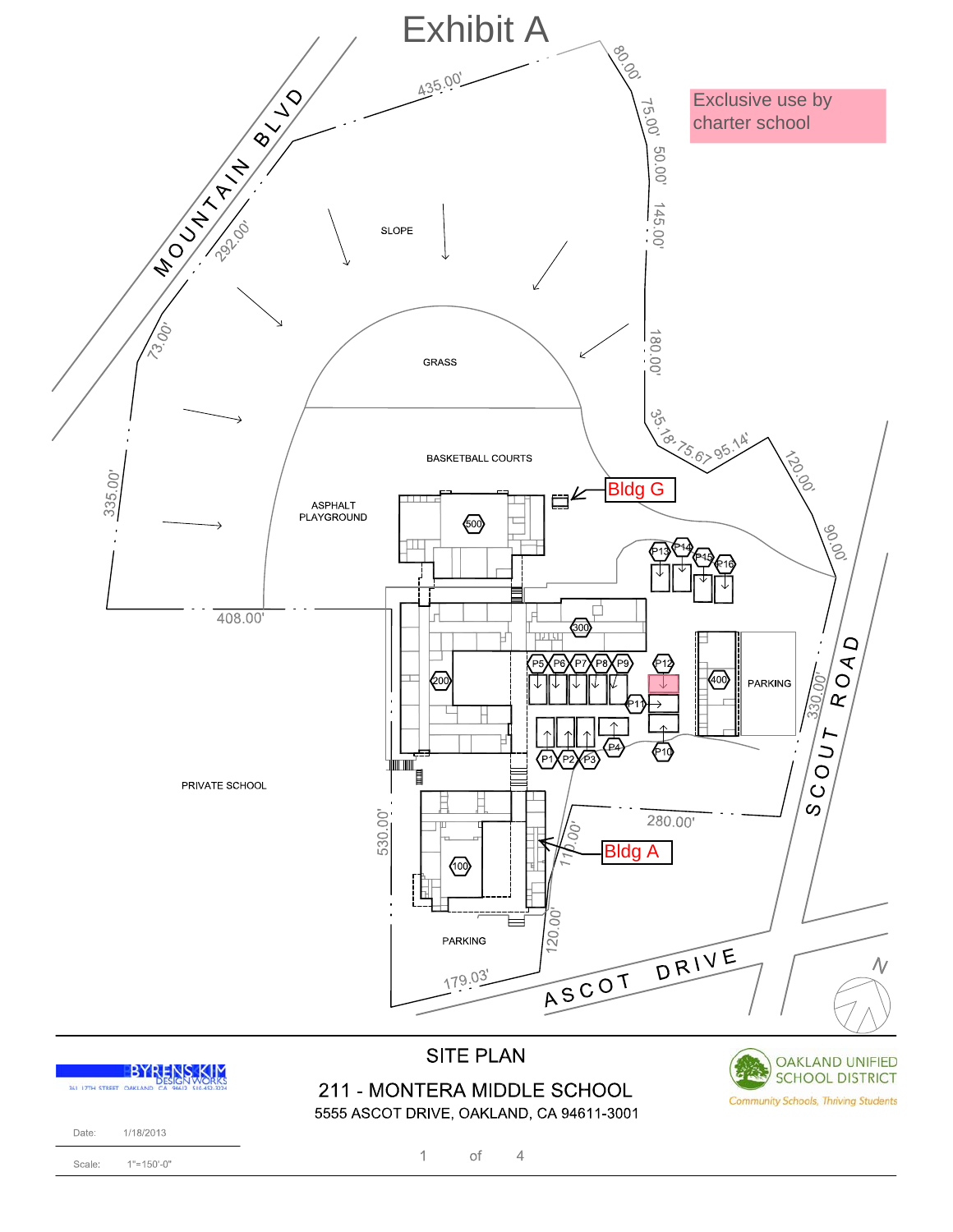# Exhibit A

Exclusive use by charter school

MOUNTAIN BLVD

435.00'

80.00'

75.00'

50.00'

145.00'

180.00'

35.18'

75.67

95.14'

120.00'

90.00'

292.00'

73.00'

335.00'

408.00'

SLOPE

GRASS

BASKETBALL COURTS

ASPHALT PLAYGROUND

Bldg G

500

P13 P14 P15 P16

300

P5 P6 P7 P8 P9 P12

200

400

PARKING

P11

P4

P10

P1 P2 P3

330.00'

SCOUT ROAD

PRIVATE SCHOOL

530.00'

280.00'

110.00'

Bldg A

100

PARKING

120.00'

179.03'

ASCOT DRIVE

N

SITE PLAN

211 - MONTERA MIDDLE SCHOOL

5555 ASCOT DRIVE, OAKLAND, CA 94611-3001

BYRENS KIM DESIGN WORKS

OAKLAND UNIFIED SCHOOL DISTRICT

*Community Schools, Thriving Students*

Date: 1/18/2013

Scale: 1"=150'-0"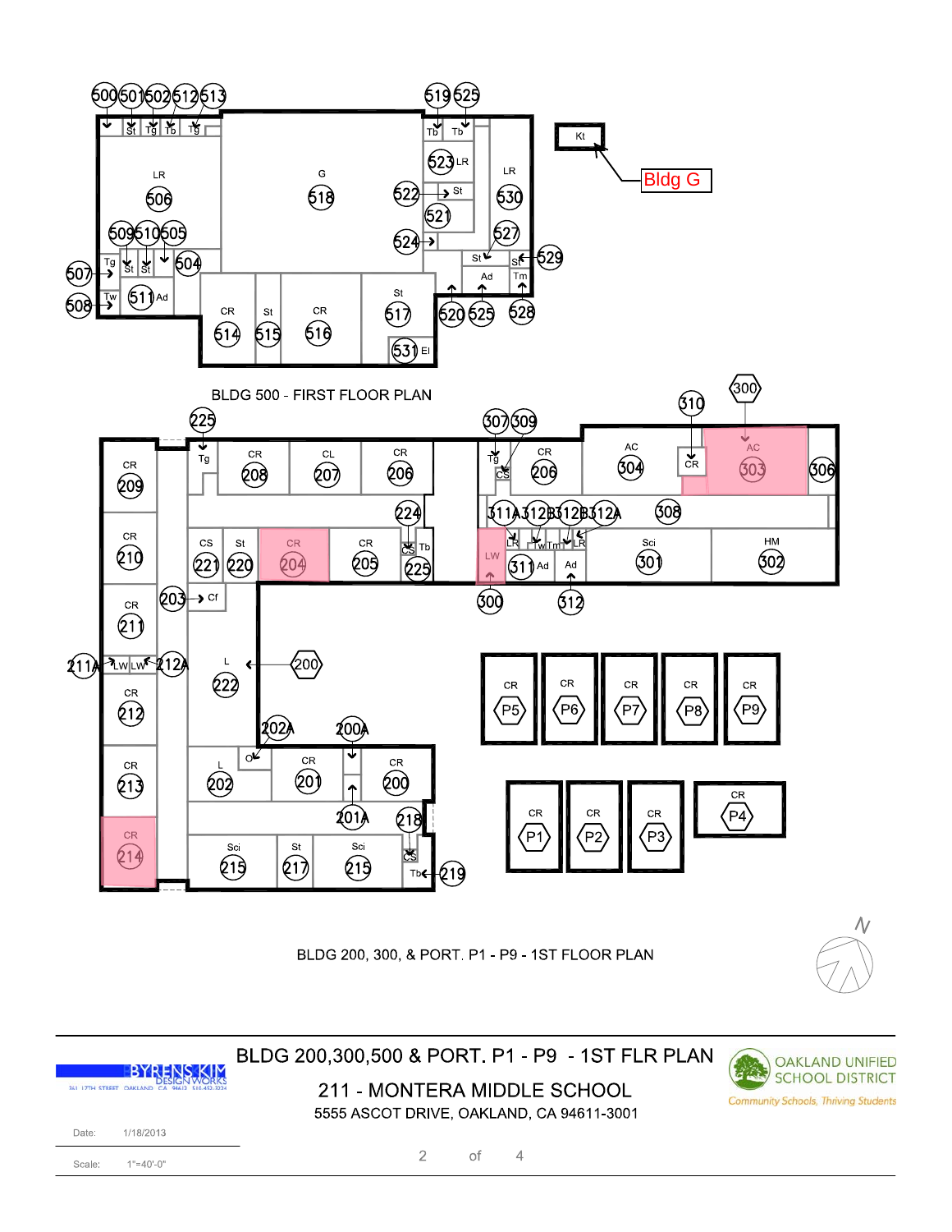BLDG 500 - FIRST FLOOR PLAN

BLDG 200, 300, & PORT. P1 - P9 - 1ST FLOOR PLAN

Bldg G

BYRENS KIM DESIGN WORKS

361 17TH STREET OAKLAND CA 94612 510.452.3224

# BLDG 200,300,500 & PORT. P1 - P9 - 1ST FLR PLAN

## 211 - MONTERA MIDDLE SCHOOL

5555 ASCOT DRIVE, OAKLAND, CA 94611-3001

OAKLAND UNIFIED SCHOOL DISTRICT

*Community Schools, Thriving Students*

Date: 1/18/2013

Scale: 1"=40'-0"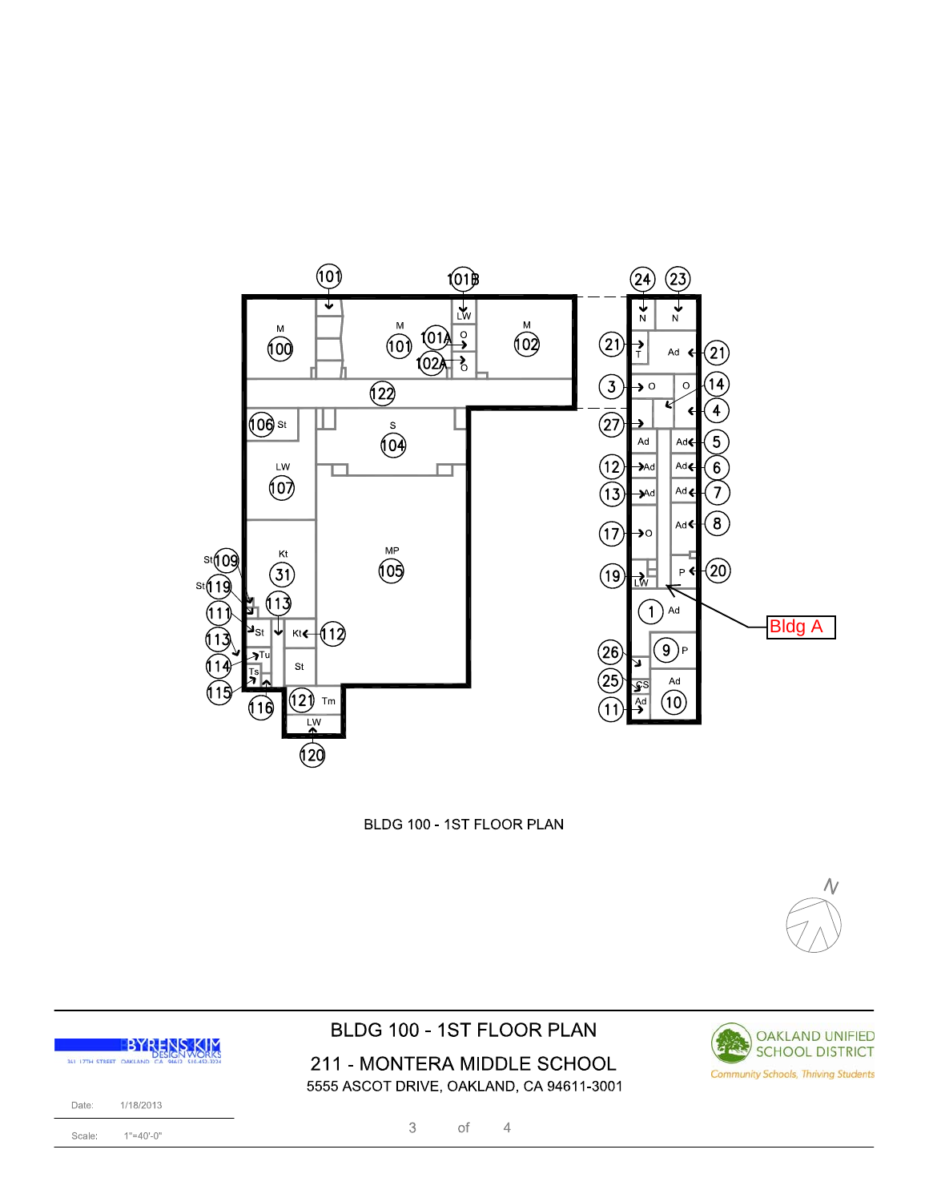BLDG 100 - 1ST FLOOR PLAN

Bldg A

# BLDG 100 - 1ST FLOOR PLAN

## 211 - MONTERA MIDDLE SCHOOL

5555 ASCOT DRIVE, OAKLAND, CA 94611-3001

BYRENS KIM DESIGN WORKS

OAKLAND UNIFIED SCHOOL DISTRICT

*Community Schools, Thriving Students*

Date: 1/18/2013

Scale: 1"=40'-0"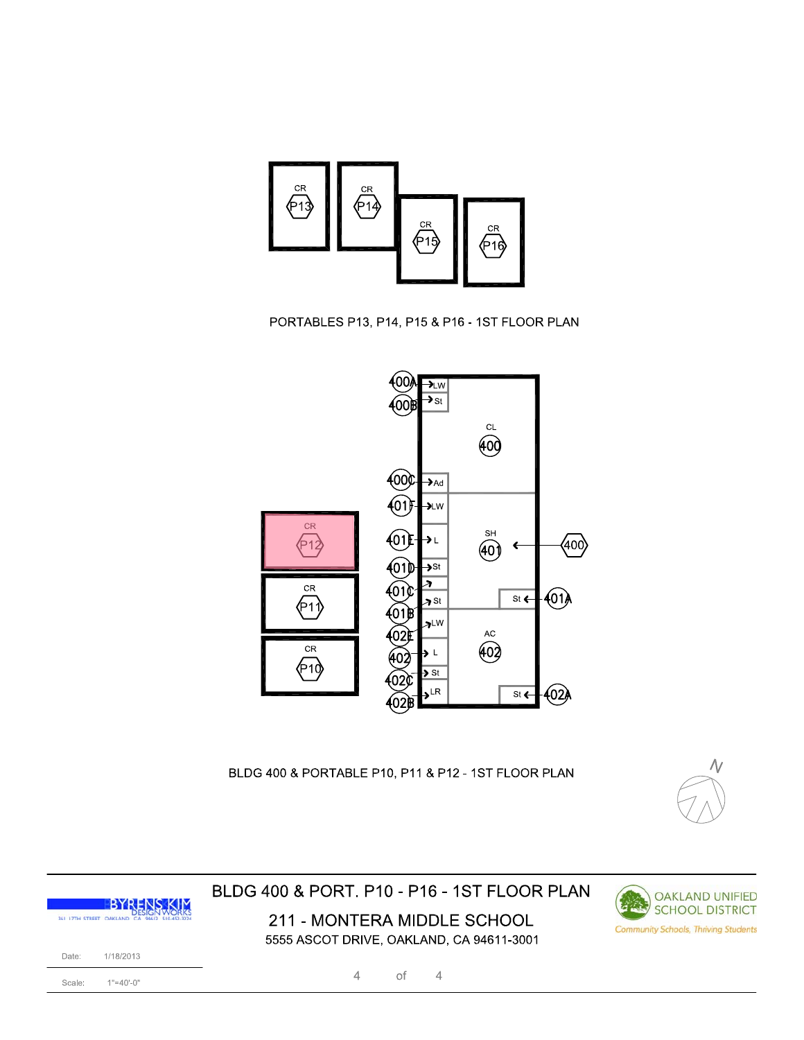CR
P13

CR
P14

CR
P15

CR
P16

PORTABLES P13, P14, P15 & P16 - 1ST FLOOR PLAN

400A LW
400B St
CL
400
400C Ad
401F LW
401E L
SH
401
400
401D St
401C
401B St
St 401A
402E LW
AC
402
402 L
402C St
402B LR
St 402A

CR
P12

CR
P11

CR
P10

BLDG 400 & PORTABLE P10, P11 & P12 - 1ST FLOOR PLAN

N

BYRENS KIM DESIGN WORKS
361 17TH STREET OAKLAND CA 94612 510.452.3224

# BLDG 400 & PORT. P10 - P16 - 1ST FLOOR PLAN

## 211 - MONTERA MIDDLE SCHOOL

5555 ASCOT DRIVE, OAKLAND, CA 94611-3001

OAKLAND UNIFIED SCHOOL DISTRICT
*Community Schools, Thriving Students*

Date: 1/18/2013

Scale: 1"=40'-0"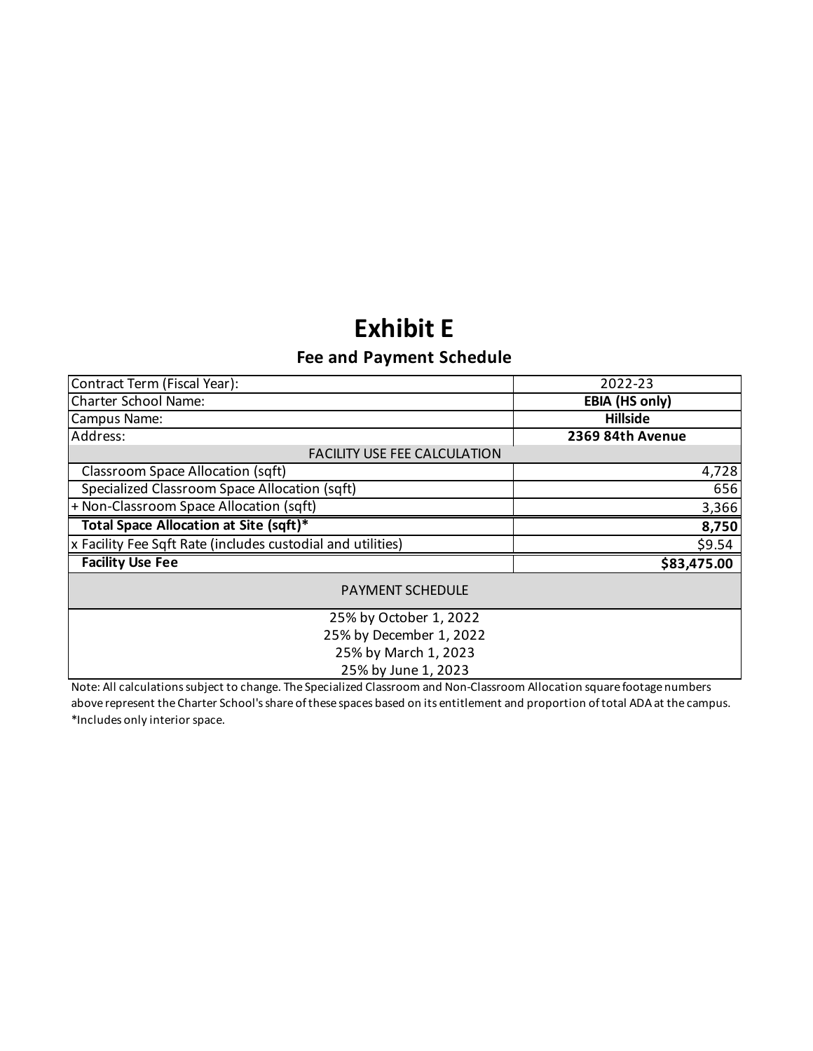# Exhibit E

## Fee and Payment Schedule

| | |
|---|---|
| Contract Term (Fiscal Year): | 2022-23 |
| Charter School Name: | **EBIA (HS only)** |
| Campus Name: | **Hillside** |
| Address: | **2369 84th Avenue** |
| FACILITY USE FEE CALCULATION | |
| Classroom Space Allocation (sqft) | 4,728 |
| Specialized Classroom Space Allocation (sqft) | 656 |
| + Non-Classroom Space Allocation (sqft) | 3,366 |
| **Total Space Allocation at Site (sqft)*** | **8,750** |
| x Facility Fee Sqft Rate (includes custodial and utilities) | $9.54 |
| **Facility Use Fee** | **$83,475.00** |
| PAYMENT SCHEDULE | |
| 25% by October 1, 2022<br>25% by December 1, 2022<br>25% by March 1, 2023<br>25% by June 1, 2023 | |

Note: All calculations subject to change. The Specialized Classroom and Non-Classroom Allocation square footage numbers above represent the Charter School's share of these spaces based on its entitlement and proportion of total ADA at the campus.
*Includes only interior space.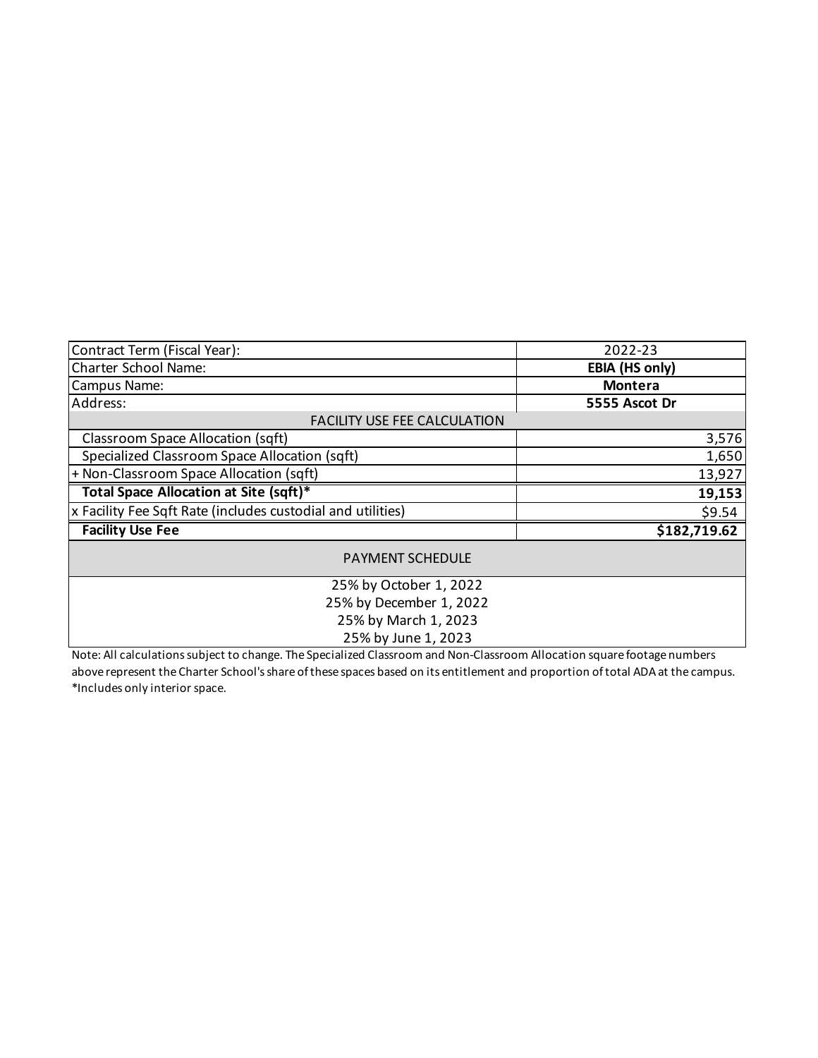| | |
|---|---|
| Contract Term (Fiscal Year): | 2022-23 |
| Charter School Name: | **EBIA (HS only)** |
| Campus Name: | **Montera** |
| Address: | **5555 Ascot Dr** |
| FACILITY USE FEE CALCULATION | |
| Classroom Space Allocation (sqft) | 3,576 |
| Specialized Classroom Space Allocation (sqft) | 1,650 |
| + Non-Classroom Space Allocation (sqft) | 13,927 |
| **Total Space Allocation at Site (sqft)*** | **19,153** |
| x Facility Fee Sqft Rate (includes custodial and utilities) | $9.54 |
| **Facility Use Fee** | **$182,719.62** |
| PAYMENT SCHEDULE | |
| 25% by October 1, 2022 | |
| 25% by December 1, 2022 | |
| 25% by March 1, 2023 | |
| 25% by June 1, 2023 | |

Note: All calculations subject to change. The Specialized Classroom and Non-Classroom Allocation square footage numbers above represent the Charter School's share of these spaces based on its entitlement and proportion of total ADA at the campus.
*Includes only interior space.